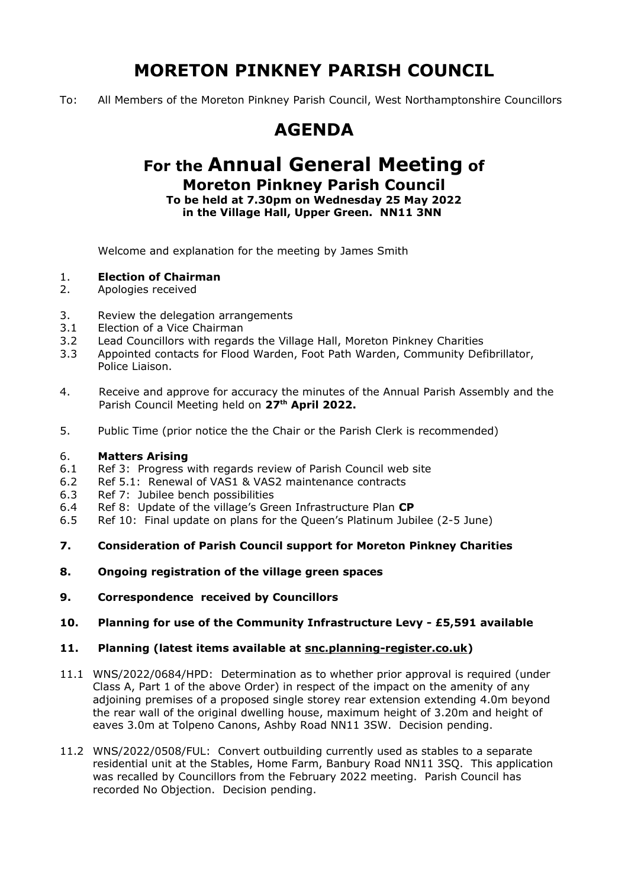# MORETON PINKNEY PARISH COUNCIL

To: All Members of the Moreton Pinkney Parish Council, West Northamptonshire Councillors

# AGENDA

## For the Annual General Meeting of Moreton Pinkney Parish Council

**To be held at 7.30pm on Wednesday 25 May 2022**
**in the Village Hall, Upper Green. NN11 3NN**

Welcome and explanation for the meeting by James Smith

1. **Election of Chairman**
2. Apologies received

3. Review the delegation arrangements
3.1 Election of a Vice Chairman
3.2 Lead Councillors with regards the Village Hall, Moreton Pinkney Charities
3.3 Appointed contacts for Flood Warden, Foot Path Warden, Community Defibrillator, Police Liaison.

4. Receive and approve for accuracy the minutes of the Annual Parish Assembly and the Parish Council Meeting held on **27th April 2022.**

5. Public Time (prior notice the the Chair or the Parish Clerk is recommended)

6. **Matters Arising**
6.1 Ref 3: Progress with regards review of Parish Council web site
6.2 Ref 5.1: Renewal of VAS1 & VAS2 maintenance contracts
6.3 Ref 7: Jubilee bench possibilities
6.4 Ref 8: Update of the village's Green Infrastructure Plan **CP**
6.5 Ref 10: Final update on plans for the Queen's Platinum Jubilee (2-5 June)

7. **Consideration of Parish Council support for Moreton Pinkney Charities**

8. **Ongoing registration of the village green spaces**

9. **Correspondence received by Councillors**

10. **Planning for use of the Community Infrastructure Levy - £5,591 available**

11. **Planning (latest items available at snc.planning-register.co.uk)**

11.1 WNS/2022/0684/HPD: Determination as to whether prior approval is required (under Class A, Part 1 of the above Order) in respect of the impact on the amenity of any adjoining premises of a proposed single storey rear extension extending 4.0m beyond the rear wall of the original dwelling house, maximum height of 3.20m and height of eaves 3.0m at Tolpeno Canons, Ashby Road NN11 3SW. Decision pending.

11.2 WNS/2022/0508/FUL: Convert outbuilding currently used as stables to a separate residential unit at the Stables, Home Farm, Banbury Road NN11 3SQ. This application was recalled by Councillors from the February 2022 meeting. Parish Council has recorded No Objection. Decision pending.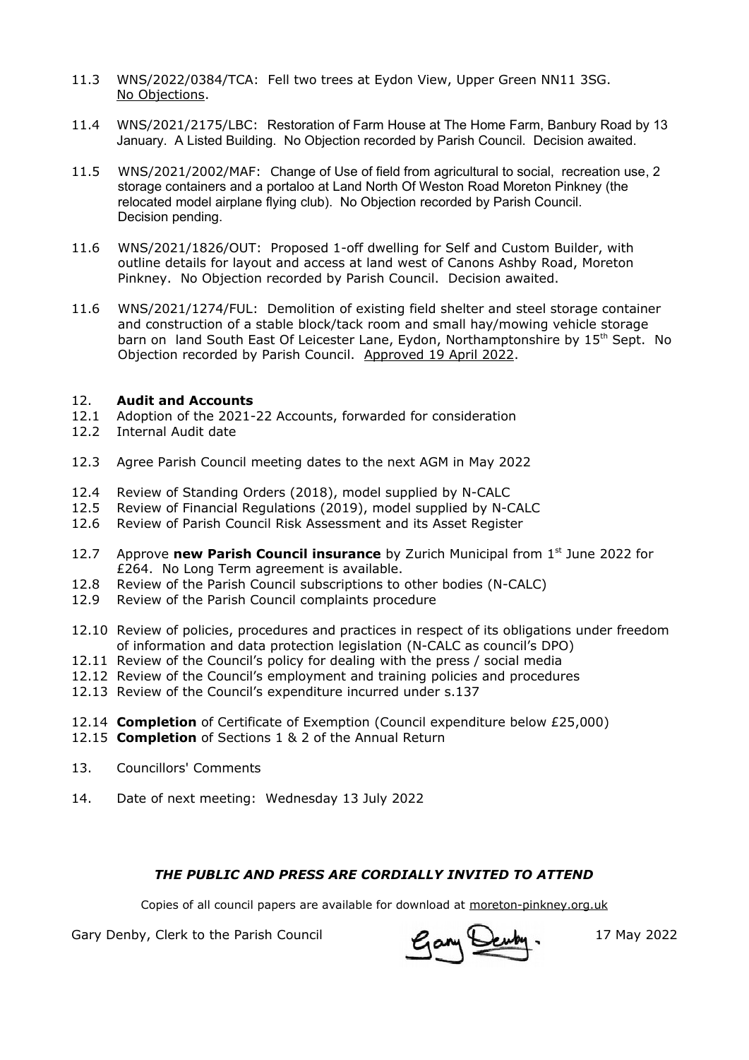11.3 WNS/2022/0384/TCA: Fell two trees at Eydon View, Upper Green NN11 3SG. No Objections.

11.4 WNS/2021/2175/LBC: Restoration of Farm House at The Home Farm, Banbury Road by 13 January. A Listed Building. No Objection recorded by Parish Council. Decision awaited.

11.5 WNS/2021/2002/MAF: Change of Use of field from agricultural to social, recreation use, 2 storage containers and a portaloo at Land North Of Weston Road Moreton Pinkney (the relocated model airplane flying club). No Objection recorded by Parish Council. Decision pending.

11.6 WNS/2021/1826/OUT: Proposed 1-off dwelling for Self and Custom Builder, with outline details for layout and access at land west of Canons Ashby Road, Moreton Pinkney. No Objection recorded by Parish Council. Decision awaited.

11.6 WNS/2021/1274/FUL: Demolition of existing field shelter and steel storage container and construction of a stable block/tack room and small hay/mowing vehicle storage barn on land South East Of Leicester Lane, Eydon, Northamptonshire by 15th Sept. No Objection recorded by Parish Council. Approved 19 April 2022.

12. **Audit and Accounts**

12.1 Adoption of the 2021-22 Accounts, forwarded for consideration

12.2 Internal Audit date

12.3 Agree Parish Council meeting dates to the next AGM in May 2022

12.4 Review of Standing Orders (2018), model supplied by N-CALC

12.5 Review of Financial Regulations (2019), model supplied by N-CALC

12.6 Review of Parish Council Risk Assessment and its Asset Register

12.7 Approve **new Parish Council insurance** by Zurich Municipal from 1st June 2022 for £264. No Long Term agreement is available.

12.8 Review of the Parish Council subscriptions to other bodies (N-CALC)

12.9 Review of the Parish Council complaints procedure

12.10 Review of policies, procedures and practices in respect of its obligations under freedom of information and data protection legislation (N-CALC as council's DPO)

12.11 Review of the Council's policy for dealing with the press / social media

12.12 Review of the Council's employment and training policies and procedures

12.13 Review of the Council's expenditure incurred under s.137

12.14 **Completion** of Certificate of Exemption (Council expenditure below £25,000)

12.15 **Completion** of Sections 1 & 2 of the Annual Return

13. Councillors' Comments

14. Date of next meeting: Wednesday 13 July 2022

***THE PUBLIC AND PRESS ARE CORDIALLY INVITED TO ATTEND***

Copies of all council papers are available for download at moreton-pinkney.org.uk

Gary Denby, Clerk to the Parish Council — Gary Denby. — 17 May 2022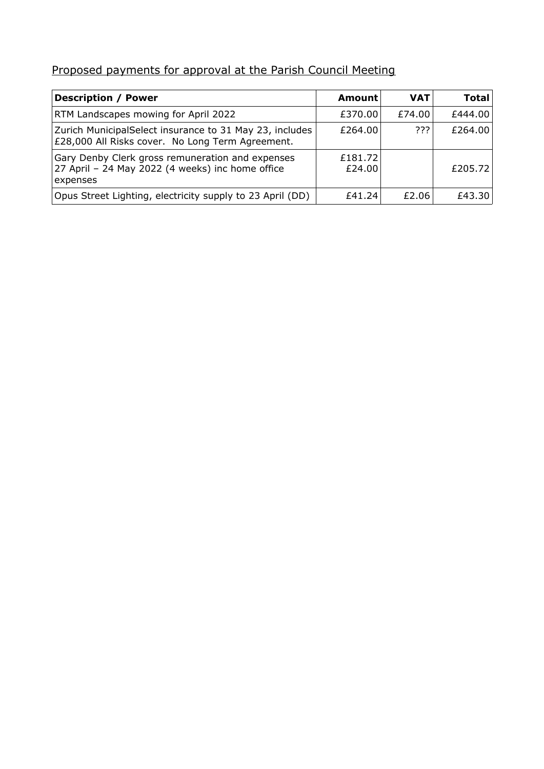Proposed payments for approval at the Parish Council Meeting

| Description / Power | Amount | VAT | Total |
|---|---|---|---|
| RTM Landscapes mowing for April 2022 | £370.00 | £74.00 | £444.00 |
| Zurich MunicipalSelect insurance to 31 May 23, includes £28,000 All Risks cover. No Long Term Agreement. | £264.00 | ??? | £264.00 |
| Gary Denby Clerk gross remuneration and expenses 27 April – 24 May 2022 (4 weeks) inc home office expenses | £181.72 £24.00 | | £205.72 |
| Opus Street Lighting, electricity supply to 23 April (DD) | £41.24 | £2.06 | £43.30 |